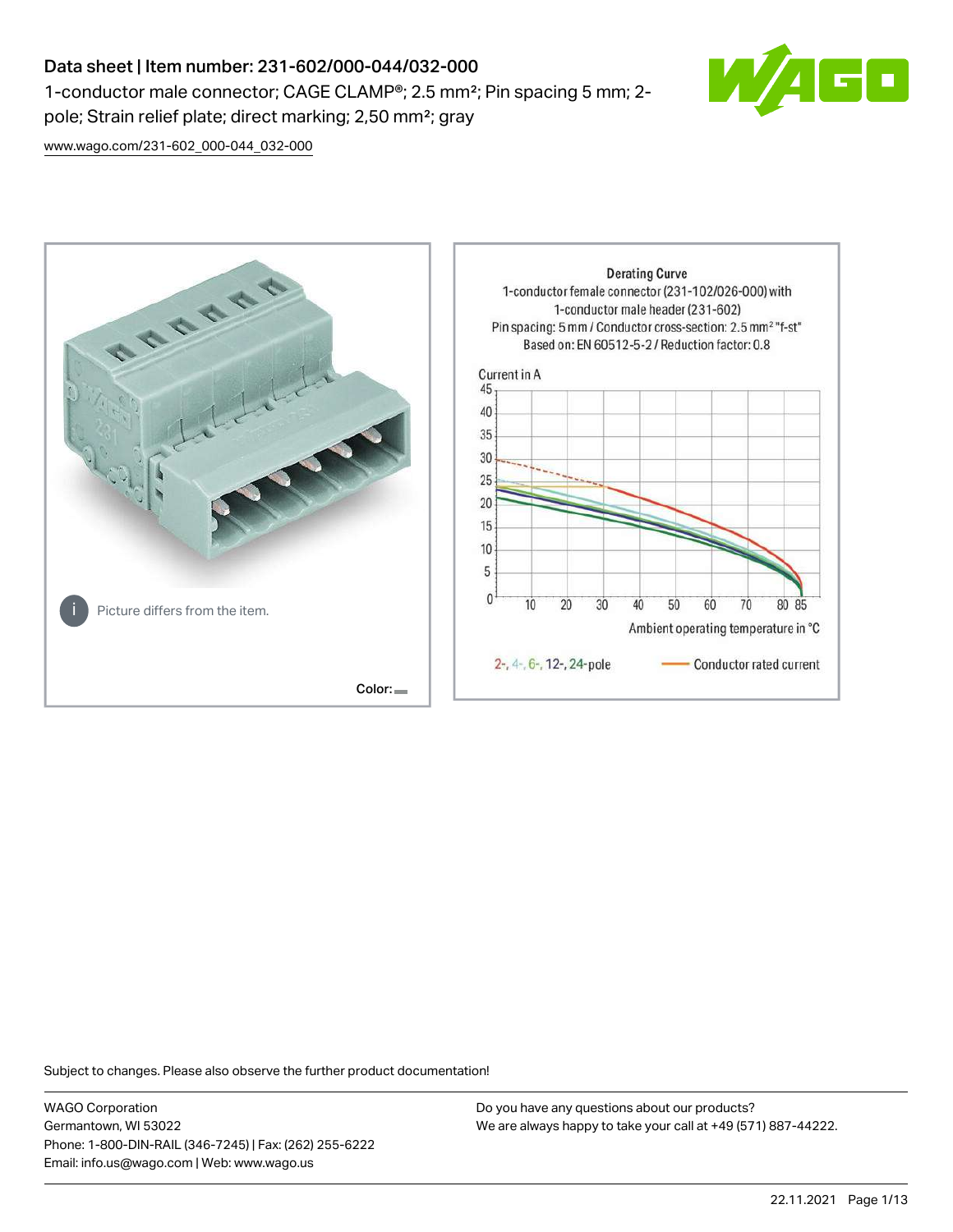# Data sheet | Item number: 231-602/000-044/032-000

1-conductor male connector; CAGE CLAMP®; 2.5 mm²; Pin spacing 5 mm; 2-pole; Strain relief plate; direct marking; 2,50 mm²; gray

www.wago.com/231-602_000-044_032-000

Picture differs from the item.

Color:

Derating Curve
1-conductor female connector (231-102/026-000) with 1-conductor male header (231-602)
Pin spacing: 5 mm / Conductor cross-section: 2.5 mm² "f-st"
Based on: EN 60512-5-2 / Reduction factor: 0.8

Current in A

Ambient operating temperature in °C

2-, 4-, 6-, 12-, 24-pole — Conductor rated current

Subject to changes. Please also observe the further product documentation!

WAGO Corporation
Germantown, WI 53022
Phone: 1-800-DIN-RAIL (346-7245) | Fax: (262) 255-6222
Email: info.us@wago.com | Web: www.wago.us

Do you have any questions about our products?
We are always happy to take your call at +49 (571) 887-44222.

22.11.2021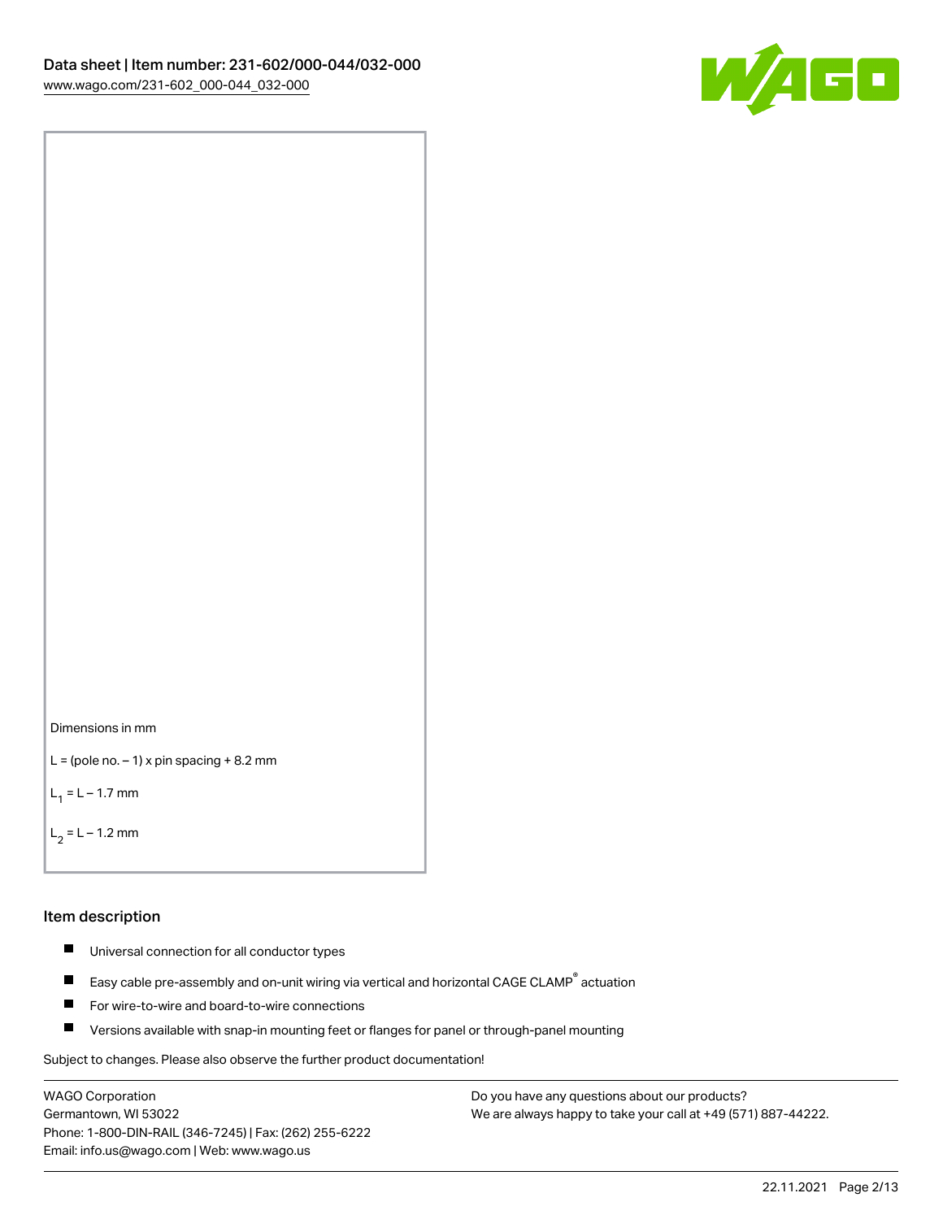Dimensions in mm

L = (pole no. – 1) x pin spacing + 8.2 mm

$L_1$ = L – 1.7 mm

$L_2$ = L – 1.2 mm

## Item description

- Universal connection for all conductor types
- Easy cable pre-assembly and on-unit wiring via vertical and horizontal CAGE CLAMP® actuation
- For wire-to-wire and board-to-wire connections
- Versions available with snap-in mounting feet or flanges for panel or through-panel mounting

Subject to changes. Please also observe the further product documentation!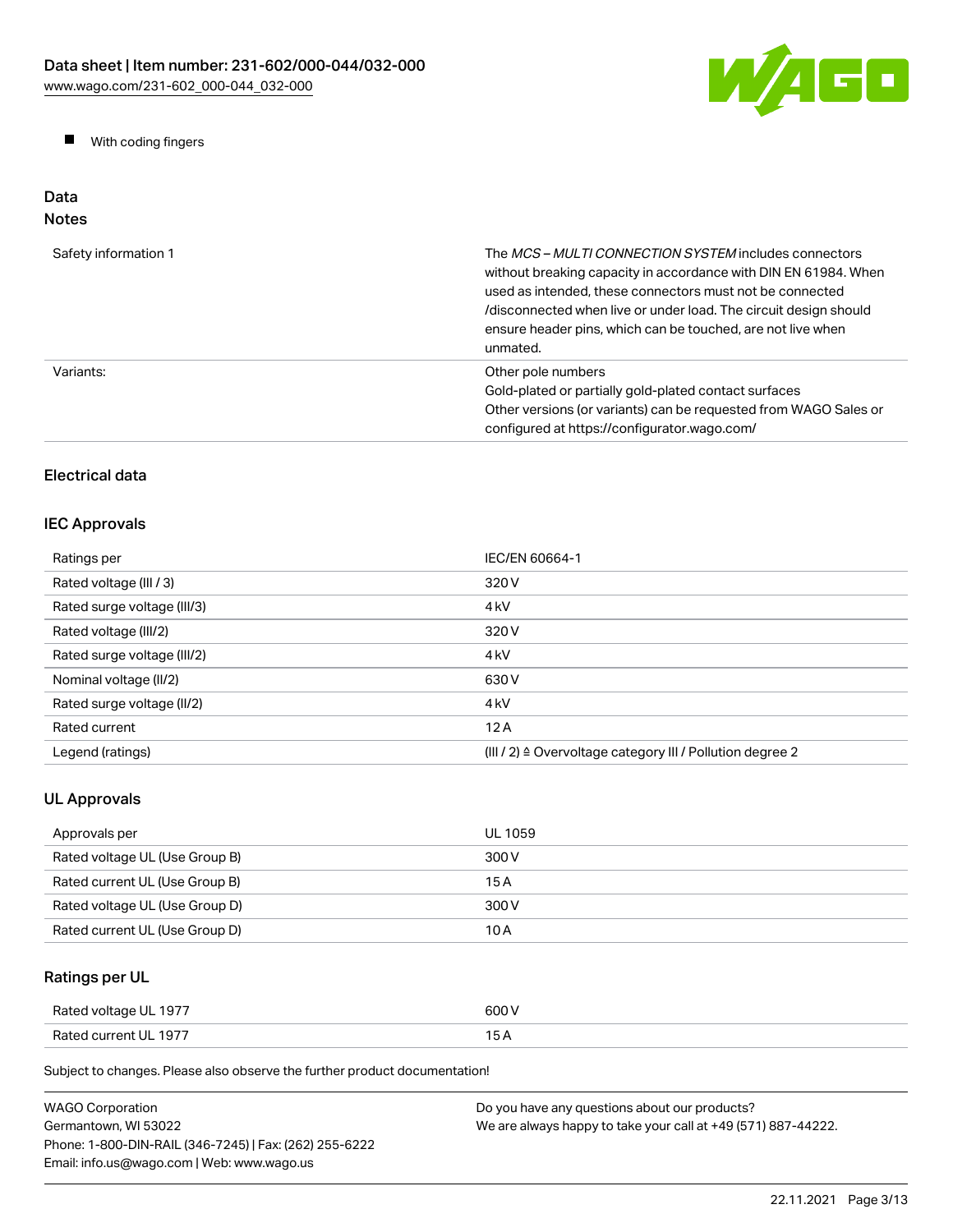- With coding fingers

## Data

### Notes

| | |
|---|---|
| Safety information 1 | The *MCS – MULTI CONNECTION SYSTEM* includes connectors without breaking capacity in accordance with DIN EN 61984. When used as intended, these connectors must not be connected /disconnected when live or under load. The circuit design should ensure header pins, which can be touched, are not live when unmated. |
| Variants: | Other pole numbers<br>Gold-plated or partially gold-plated contact surfaces<br>Other versions (or variants) can be requested from WAGO Sales or configured at https://configurator.wago.com/ |

### Electrical data

### IEC Approvals

| | |
|---|---|
| Ratings per | IEC/EN 60664-1 |
| Rated voltage (III / 3) | 320 V |
| Rated surge voltage (III/3) | 4 kV |
| Rated voltage (III/2) | 320 V |
| Rated surge voltage (III/2) | 4 kV |
| Nominal voltage (II/2) | 630 V |
| Rated surge voltage (II/2) | 4 kV |
| Rated current | 12 A |
| Legend (ratings) | (III / 2) ≙ Overvoltage category III / Pollution degree 2 |

### UL Approvals

| | |
|---|---|
| Approvals per | UL 1059 |
| Rated voltage UL (Use Group B) | 300 V |
| Rated current UL (Use Group B) | 15 A |
| Rated voltage UL (Use Group D) | 300 V |
| Rated current UL (Use Group D) | 10 A |

### Ratings per UL

| | |
|---|---|
| Rated voltage UL 1977 | 600 V |
| Rated current UL 1977 | 15 A |

Subject to changes. Please also observe the further product documentation!

WAGO Corporation
Germantown, WI 53022
Phone: 1-800-DIN-RAIL (346-7245) | Fax: (262) 255-6222
Email: info.us@wago.com | Web: www.wago.us

Do you have any questions about our products?
We are always happy to take your call at +49 (571) 887-44222.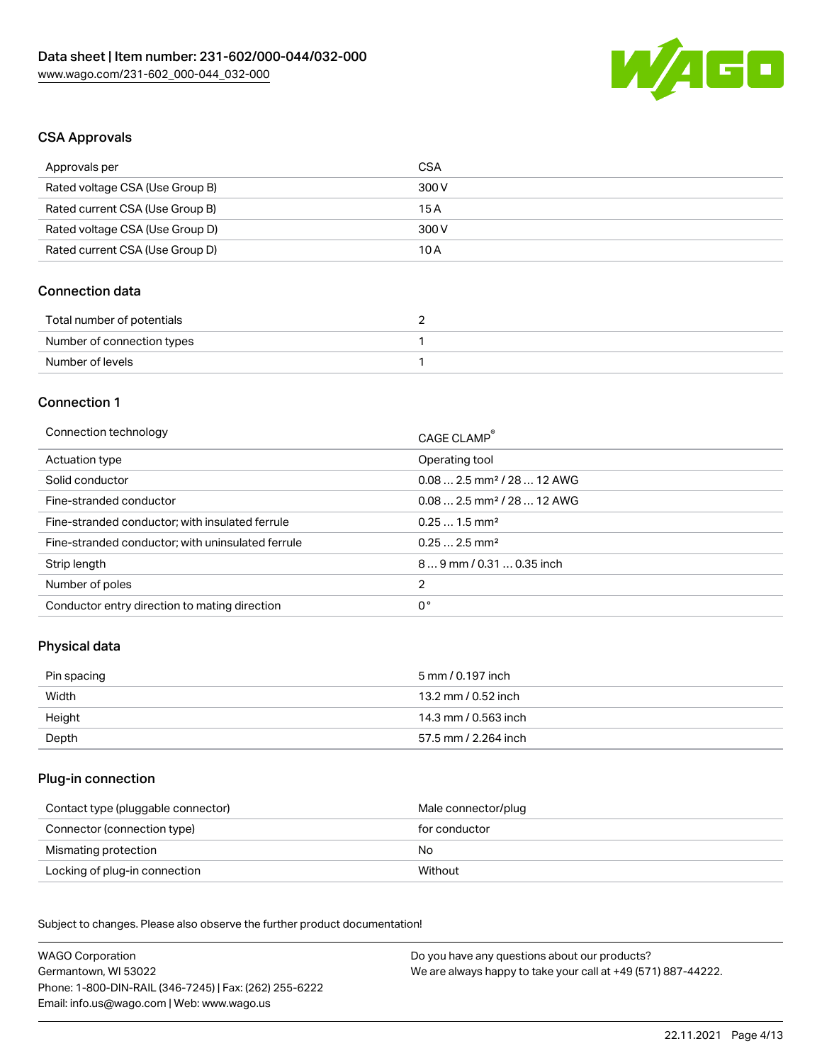## CSA Approvals

| Approvals per | CSA |
| --- | --- |
| Rated voltage CSA (Use Group B) | 300 V |
| Rated current CSA (Use Group B) | 15 A |
| Rated voltage CSA (Use Group D) | 300 V |
| Rated current CSA (Use Group D) | 10 A |

## Connection data

| Total number of potentials | 2 |
| --- | --- |
| Number of connection types | 1 |
| Number of levels | 1 |

## Connection 1

| Connection technology | CAGE CLAMP® |
| --- | --- |
| Actuation type | Operating tool |
| Solid conductor | 0.08 … 2.5 mm² / 28 … 12 AWG |
| Fine-stranded conductor | 0.08 … 2.5 mm² / 28 … 12 AWG |
| Fine-stranded conductor; with insulated ferrule | 0.25 … 1.5 mm² |
| Fine-stranded conductor; with uninsulated ferrule | 0.25 … 2.5 mm² |
| Strip length | 8 … 9 mm / 0.31 … 0.35 inch |
| Number of poles | 2 |
| Conductor entry direction to mating direction | 0 ° |

## Physical data

| Pin spacing | 5 mm / 0.197 inch |
| --- | --- |
| Width | 13.2 mm / 0.52 inch |
| Height | 14.3 mm / 0.563 inch |
| Depth | 57.5 mm / 2.264 inch |

## Plug-in connection

| Contact type (pluggable connector) | Male connector/plug |
| --- | --- |
| Connector (connection type) | for conductor |
| Mismating protection | No |
| Locking of plug-in connection | Without |

Subject to changes. Please also observe the further product documentation!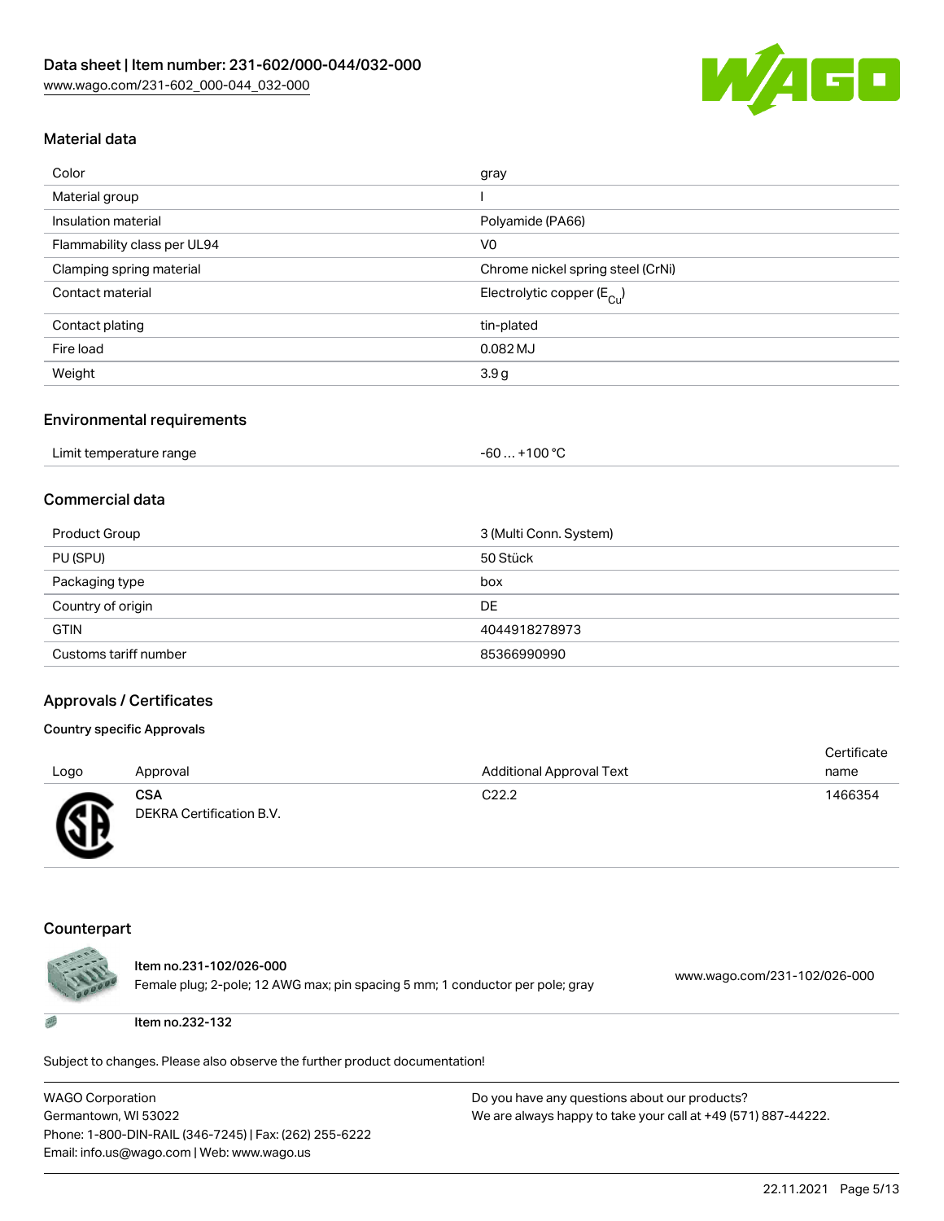## Material data

| | |
|---|---|
| Color | gray |
| Material group | I |
| Insulation material | Polyamide (PA66) |
| Flammability class per UL94 | V0 |
| Clamping spring material | Chrome nickel spring steel (CrNi) |
| Contact material | Electrolytic copper ($E_{Cu}$) |
| Contact plating | tin-plated |
| Fire load | 0.082 MJ |
| Weight | 3.9 g |

## Environmental requirements

| | |
|---|---|
| Limit temperature range | -60 … +100 °C |

## Commercial data

| | |
|---|---|
| Product Group | 3 (Multi Conn. System) |
| PU (SPU) | 50 Stück |
| Packaging type | box |
| Country of origin | DE |
| GTIN | 4044918278973 |
| Customs tariff number | 85366990990 |

## Approvals / Certificates

### Country specific Approvals

| Logo | Approval | Additional Approval Text | Certificate name |
|---|---|---|---|
| | **CSA** DEKRA Certification B.V. | C22.2 | 1466354 |

## Counterpart

| | | |
|---|---|---|
| | Item no.231-102/026-000 Female plug; 2-pole; 12 AWG max; pin spacing 5 mm; 1 conductor per pole; gray | www.wago.com/231-102/026-000 |
| | Item no.232-132 | |

Subject to changes. Please also observe the further product documentation!

WAGO Corporation
Germantown, WI 53022
Phone: 1-800-DIN-RAIL (346-7245) | Fax: (262) 255-6222
Email: info.us@wago.com | Web: www.wago.us

Do you have any questions about our products?
We are always happy to take your call at +49 (571) 887-44222.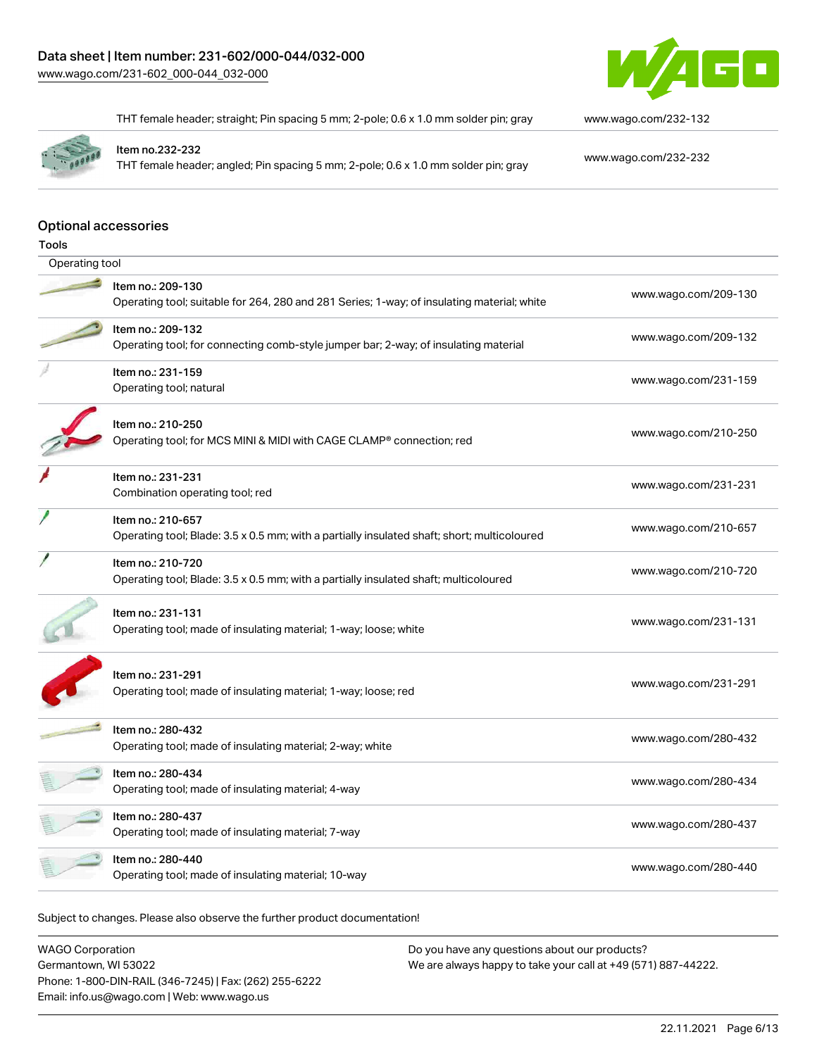| | |
|---|---|
| THT female header; straight; Pin spacing 5 mm; 2-pole; 0.6 x 1.0 mm solder pin; gray | www.wago.com/232-132 |
| Item no.232-232<br>THT female header; angled; Pin spacing 5 mm; 2-pole; 0.6 x 1.0 mm solder pin; gray | www.wago.com/232-232 |

## Optional accessories

### Tools

| Operating tool | |
|---|---|
| Item no.: 209-130<br>Operating tool; suitable for 264, 280 and 281 Series; 1-way; of insulating material; white | www.wago.com/209-130 |
| Item no.: 209-132<br>Operating tool; for connecting comb-style jumper bar; 2-way; of insulating material | www.wago.com/209-132 |
| Item no.: 231-159<br>Operating tool; natural | www.wago.com/231-159 |
| Item no.: 210-250<br>Operating tool; for MCS MINI & MIDI with CAGE CLAMP® connection; red | www.wago.com/210-250 |
| Item no.: 231-231<br>Combination operating tool; red | www.wago.com/231-231 |
| Item no.: 210-657<br>Operating tool; Blade: 3.5 x 0.5 mm; with a partially insulated shaft; short; multicoloured | www.wago.com/210-657 |
| Item no.: 210-720<br>Operating tool; Blade: 3.5 x 0.5 mm; with a partially insulated shaft; multicoloured | www.wago.com/210-720 |
| Item no.: 231-131<br>Operating tool; made of insulating material; 1-way; loose; white | www.wago.com/231-131 |
| Item no.: 231-291<br>Operating tool; made of insulating material; 1-way; loose; red | www.wago.com/231-291 |
| Item no.: 280-432<br>Operating tool; made of insulating material; 2-way; white | www.wago.com/280-432 |
| Item no.: 280-434<br>Operating tool; made of insulating material; 4-way | www.wago.com/280-434 |
| Item no.: 280-437<br>Operating tool; made of insulating material; 7-way | www.wago.com/280-437 |
| Item no.: 280-440<br>Operating tool; made of insulating material; 10-way | www.wago.com/280-440 |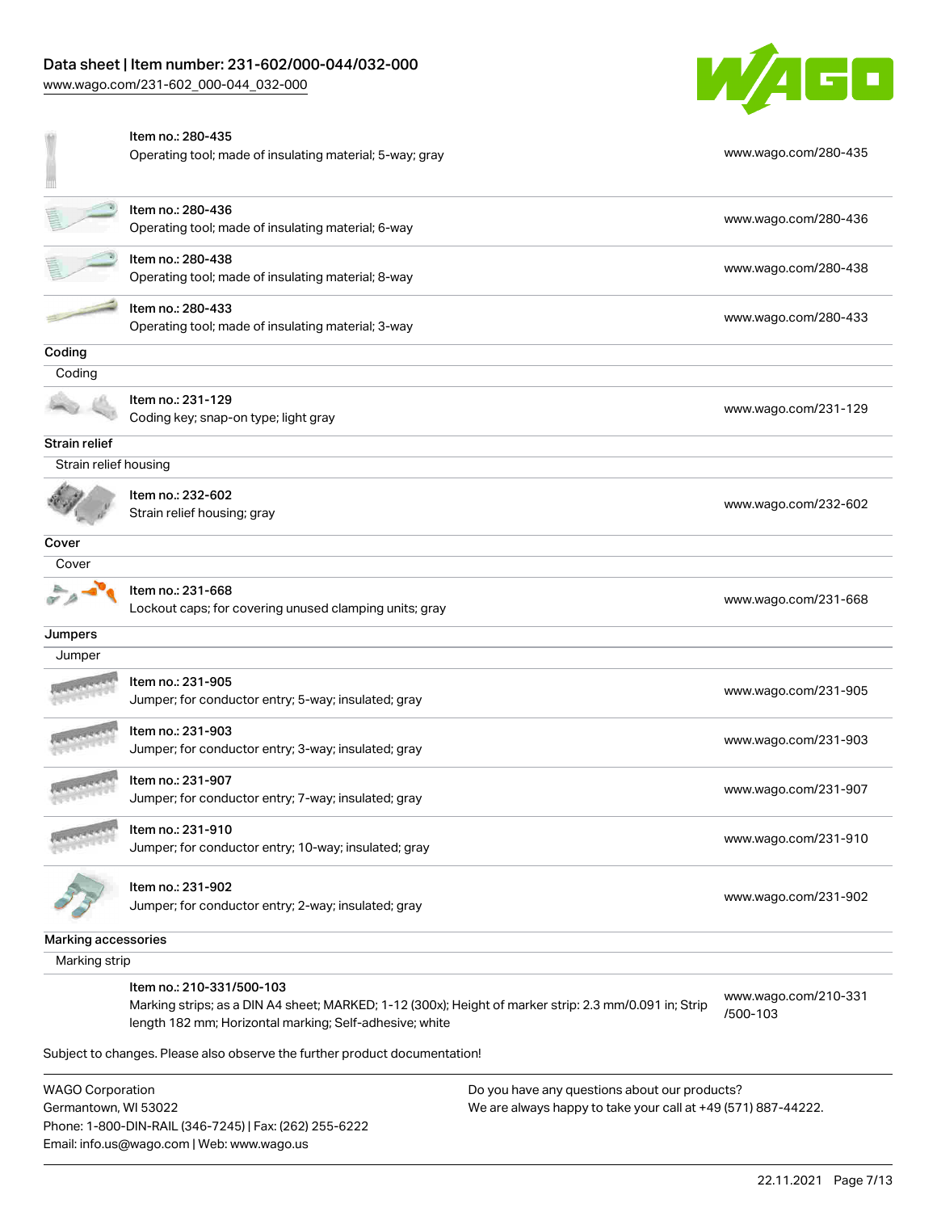| | | |
|---|---|---|
| | Item no.: 280-435<br>Operating tool; made of insulating material; 5-way; gray | www.wago.com/280-435 |
| | Item no.: 280-436<br>Operating tool; made of insulating material; 6-way | www.wago.com/280-436 |
| | Item no.: 280-438<br>Operating tool; made of insulating material; 8-way | www.wago.com/280-438 |
| | Item no.: 280-433<br>Operating tool; made of insulating material; 3-way | www.wago.com/280-433 |

## Coding

Coding

| | | |
|---|---|---|
| | Item no.: 231-129<br>Coding key; snap-on type; light gray | www.wago.com/231-129 |

## Strain relief

Strain relief housing

| | | |
|---|---|---|
| | Item no.: 232-602<br>Strain relief housing; gray | www.wago.com/232-602 |

## Cover

Cover

| | | |
|---|---|---|
| | Item no.: 231-668<br>Lockout caps; for covering unused clamping units; gray | www.wago.com/231-668 |

## Jumpers

Jumper

| | | |
|---|---|---|
| | Item no.: 231-905<br>Jumper; for conductor entry; 5-way; insulated; gray | www.wago.com/231-905 |
| | Item no.: 231-903<br>Jumper; for conductor entry; 3-way; insulated; gray | www.wago.com/231-903 |
| | Item no.: 231-907<br>Jumper; for conductor entry; 7-way; insulated; gray | www.wago.com/231-907 |
| | Item no.: 231-910<br>Jumper; for conductor entry; 10-way; insulated; gray | www.wago.com/231-910 |
| | Item no.: 231-902<br>Jumper; for conductor entry; 2-way; insulated; gray | www.wago.com/231-902 |

## Marking accessories

Marking strip

| | | |
|---|---|---|
| | Item no.: 210-331/500-103<br>Marking strips; as a DIN A4 sheet; MARKED; 1-12 (300x); Height of marker strip: 2.3 mm/0.091 in; Strip length 182 mm; Horizontal marking; Self-adhesive; white | www.wago.com/210-331/500-103 |

Subject to changes. Please also observe the further product documentation!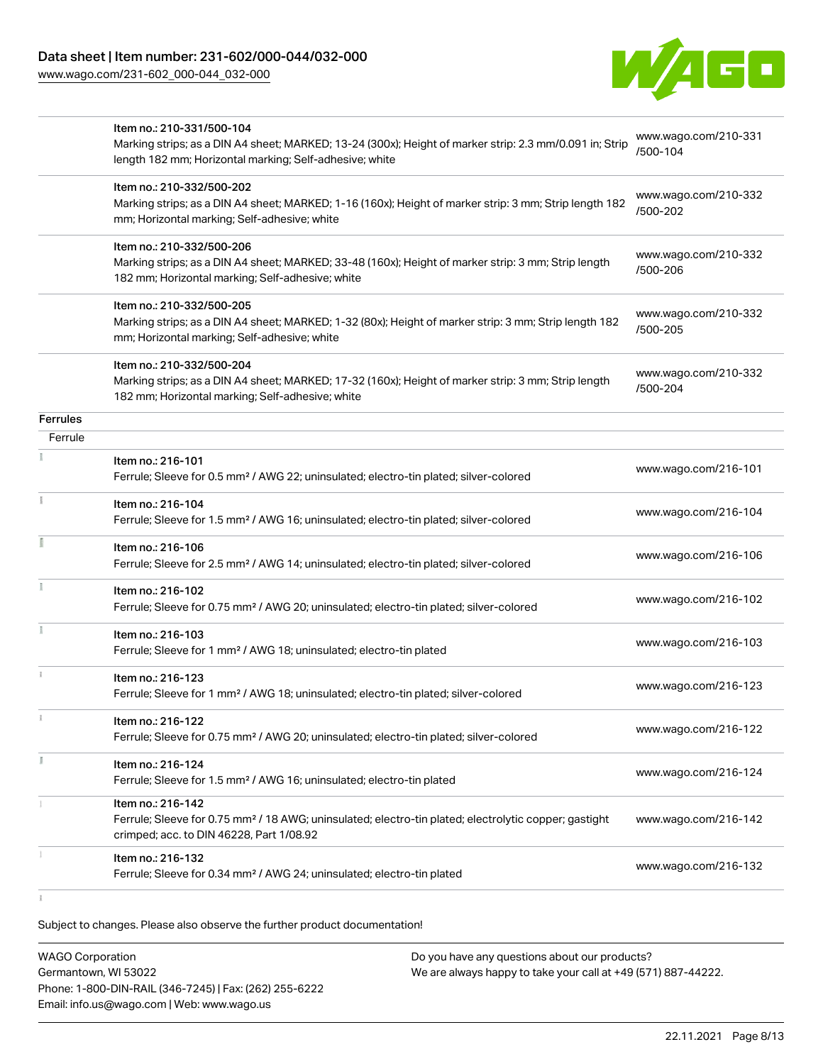| | Item no.: 210-331/500-104<br>Marking strips; as a DIN A4 sheet; MARKED; 13-24 (300x); Height of marker strip: 2.3 mm/0.091 in; Strip length 182 mm; Horizontal marking; Self-adhesive; white | www.wago.com/210-331/500-104 |
|---|---|---|
| | Item no.: 210-332/500-202<br>Marking strips; as a DIN A4 sheet; MARKED; 1-16 (160x); Height of marker strip: 3 mm; Strip length 182 mm; Horizontal marking; Self-adhesive; white | www.wago.com/210-332/500-202 |
| | Item no.: 210-332/500-206<br>Marking strips; as a DIN A4 sheet; MARKED; 33-48 (160x); Height of marker strip: 3 mm; Strip length 182 mm; Horizontal marking; Self-adhesive; white | www.wago.com/210-332/500-206 |
| | Item no.: 210-332/500-205<br>Marking strips; as a DIN A4 sheet; MARKED; 1-32 (80x); Height of marker strip: 3 mm; Strip length 182 mm; Horizontal marking; Self-adhesive; white | www.wago.com/210-332/500-205 |
| | Item no.: 210-332/500-204<br>Marking strips; as a DIN A4 sheet; MARKED; 17-32 (160x); Height of marker strip: 3 mm; Strip length 182 mm; Horizontal marking; Self-adhesive; white | www.wago.com/210-332/500-204 |
| **Ferrules** | | |
| Ferrule | | |
| | Item no.: 216-101<br>Ferrule; Sleeve for 0.5 mm² / AWG 22; uninsulated; electro-tin plated; silver-colored | www.wago.com/216-101 |
| | Item no.: 216-104<br>Ferrule; Sleeve for 1.5 mm² / AWG 16; uninsulated; electro-tin plated; silver-colored | www.wago.com/216-104 |
| | Item no.: 216-106<br>Ferrule; Sleeve for 2.5 mm² / AWG 14; uninsulated; electro-tin plated; silver-colored | www.wago.com/216-106 |
| | Item no.: 216-102<br>Ferrule; Sleeve for 0.75 mm² / AWG 20; uninsulated; electro-tin plated; silver-colored | www.wago.com/216-102 |
| | Item no.: 216-103<br>Ferrule; Sleeve for 1 mm² / AWG 18; uninsulated; electro-tin plated | www.wago.com/216-103 |
| | Item no.: 216-123<br>Ferrule; Sleeve for 1 mm² / AWG 18; uninsulated; electro-tin plated; silver-colored | www.wago.com/216-123 |
| | Item no.: 216-122<br>Ferrule; Sleeve for 0.75 mm² / AWG 20; uninsulated; electro-tin plated; silver-colored | www.wago.com/216-122 |
| | Item no.: 216-124<br>Ferrule; Sleeve for 1.5 mm² / AWG 16; uninsulated; electro-tin plated | www.wago.com/216-124 |
| | Item no.: 216-142<br>Ferrule; Sleeve for 0.75 mm² / 18 AWG; uninsulated; electro-tin plated; electrolytic copper; gastight crimped; acc. to DIN 46228, Part 1/08.92 | www.wago.com/216-142 |
| | Item no.: 216-132<br>Ferrule; Sleeve for 0.34 mm² / AWG 24; uninsulated; electro-tin plated | www.wago.com/216-132 |

Subject to changes. Please also observe the further product documentation!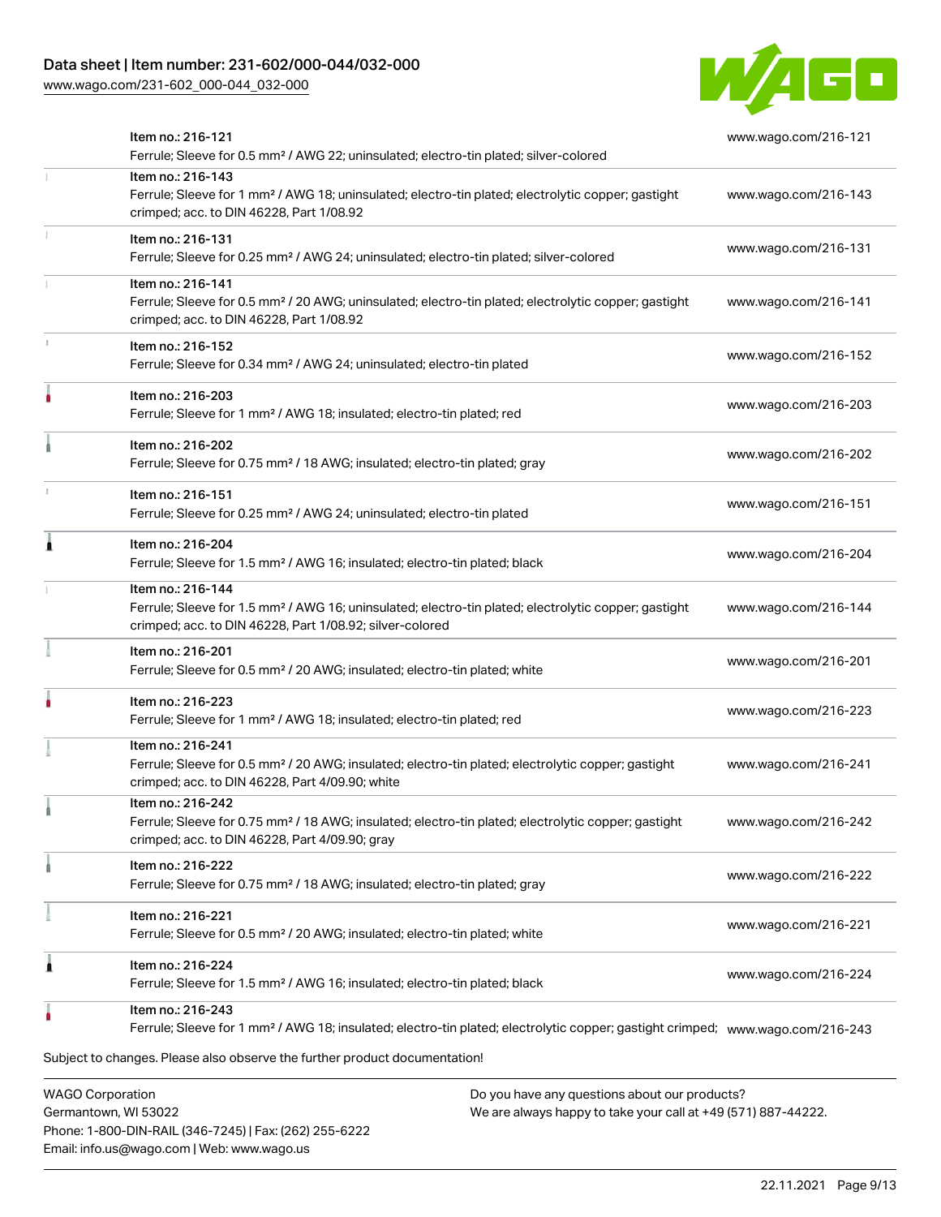| Item | Description | URL |
| --- | --- | --- |
| Item no.: 216-121 | Ferrule; Sleeve for 0.5 mm² / AWG 22; uninsulated; electro-tin plated; silver-colored | www.wago.com/216-121 |
| Item no.: 216-143 | Ferrule; Sleeve for 1 mm² / AWG 18; uninsulated; electro-tin plated; electrolytic copper; gastight crimped; acc. to DIN 46228, Part 1/08.92 | www.wago.com/216-143 |
| Item no.: 216-131 | Ferrule; Sleeve for 0.25 mm² / AWG 24; uninsulated; electro-tin plated; silver-colored | www.wago.com/216-131 |
| Item no.: 216-141 | Ferrule; Sleeve for 0.5 mm² / 20 AWG; uninsulated; electro-tin plated; electrolytic copper; gastight crimped; acc. to DIN 46228, Part 1/08.92 | www.wago.com/216-141 |
| Item no.: 216-152 | Ferrule; Sleeve for 0.34 mm² / AWG 24; uninsulated; electro-tin plated | www.wago.com/216-152 |
| Item no.: 216-203 | Ferrule; Sleeve for 1 mm² / AWG 18; insulated; electro-tin plated; red | www.wago.com/216-203 |
| Item no.: 216-202 | Ferrule; Sleeve for 0.75 mm² / 18 AWG; insulated; electro-tin plated; gray | www.wago.com/216-202 |
| Item no.: 216-151 | Ferrule; Sleeve for 0.25 mm² / AWG 24; uninsulated; electro-tin plated | www.wago.com/216-151 |
| Item no.: 216-204 | Ferrule; Sleeve for 1.5 mm² / AWG 16; insulated; electro-tin plated; black | www.wago.com/216-204 |
| Item no.: 216-144 | Ferrule; Sleeve for 1.5 mm² / AWG 16; uninsulated; electro-tin plated; electrolytic copper; gastight crimped; acc. to DIN 46228, Part 1/08.92; silver-colored | www.wago.com/216-144 |
| Item no.: 216-201 | Ferrule; Sleeve for 0.5 mm² / 20 AWG; insulated; electro-tin plated; white | www.wago.com/216-201 |
| Item no.: 216-223 | Ferrule; Sleeve for 1 mm² / AWG 18; insulated; electro-tin plated; red | www.wago.com/216-223 |
| Item no.: 216-241 | Ferrule; Sleeve for 0.5 mm² / 20 AWG; insulated; electro-tin plated; electrolytic copper; gastight crimped; acc. to DIN 46228, Part 4/09.90; white | www.wago.com/216-241 |
| Item no.: 216-242 | Ferrule; Sleeve for 0.75 mm² / 18 AWG; insulated; electro-tin plated; electrolytic copper; gastight crimped; acc. to DIN 46228, Part 4/09.90; gray | www.wago.com/216-242 |
| Item no.: 216-222 | Ferrule; Sleeve for 0.75 mm² / 18 AWG; insulated; electro-tin plated; gray | www.wago.com/216-222 |
| Item no.: 216-221 | Ferrule; Sleeve for 0.5 mm² / 20 AWG; insulated; electro-tin plated; white | www.wago.com/216-221 |
| Item no.: 216-224 | Ferrule; Sleeve for 1.5 mm² / AWG 16; insulated; electro-tin plated; black | www.wago.com/216-224 |
| Item no.: 216-243 | Ferrule; Sleeve for 1 mm² / AWG 18; insulated; electro-tin plated; electrolytic copper; gastight crimped; | www.wago.com/216-243 |

Subject to changes. Please also observe the further product documentation!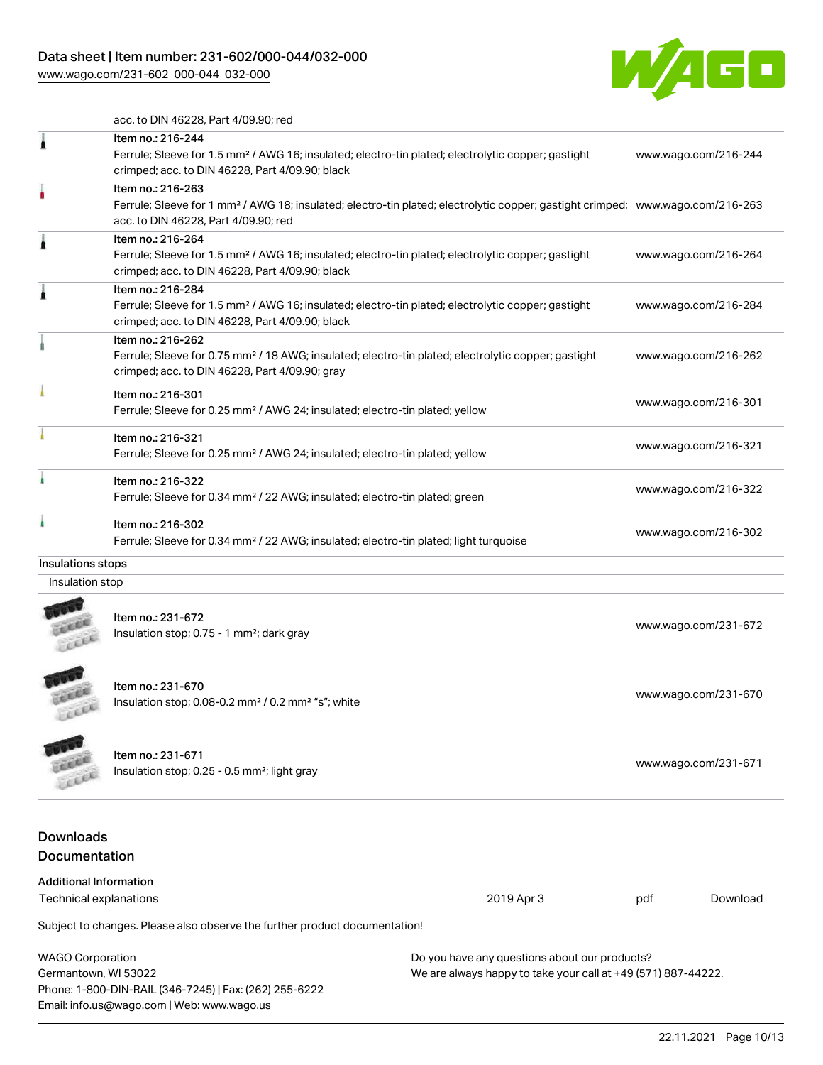acc. to DIN 46228, Part 4/09.90; red

| | | |
|---|---|---|
| | Item no.: 216-244<br>Ferrule; Sleeve for 1.5 mm² / AWG 16; insulated; electro-tin plated; electrolytic copper; gastight crimped; acc. to DIN 46228, Part 4/09.90; black | www.wago.com/216-244 |
| | Item no.: 216-263<br>Ferrule; Sleeve for 1 mm² / AWG 18; insulated; electro-tin plated; electrolytic copper; gastight crimped; acc. to DIN 46228, Part 4/09.90; red | www.wago.com/216-263 |
| | Item no.: 216-264<br>Ferrule; Sleeve for 1.5 mm² / AWG 16; insulated; electro-tin plated; electrolytic copper; gastight crimped; acc. to DIN 46228, Part 4/09.90; black | www.wago.com/216-264 |
| | Item no.: 216-284<br>Ferrule; Sleeve for 1.5 mm² / AWG 16; insulated; electro-tin plated; electrolytic copper; gastight crimped; acc. to DIN 46228, Part 4/09.90; black | www.wago.com/216-284 |
| | Item no.: 216-262<br>Ferrule; Sleeve for 0.75 mm² / 18 AWG; insulated; electro-tin plated; electrolytic copper; gastight crimped; acc. to DIN 46228, Part 4/09.90; gray | www.wago.com/216-262 |
| | Item no.: 216-301<br>Ferrule; Sleeve for 0.25 mm² / AWG 24; insulated; electro-tin plated; yellow | www.wago.com/216-301 |
| | Item no.: 216-321<br>Ferrule; Sleeve for 0.25 mm² / AWG 24; insulated; electro-tin plated; yellow | www.wago.com/216-321 |
| | Item no.: 216-322<br>Ferrule; Sleeve for 0.34 mm² / 22 AWG; insulated; electro-tin plated; green | www.wago.com/216-322 |
| | Item no.: 216-302<br>Ferrule; Sleeve for 0.34 mm² / 22 AWG; insulated; electro-tin plated; light turquoise | www.wago.com/216-302 |

## Insulations stops

Insulation stop

| | | |
|---|---|---|
| | Item no.: 231-672<br>Insulation stop; 0.75 - 1 mm²; dark gray | www.wago.com/231-672 |
| | Item no.: 231-670<br>Insulation stop; 0.08-0.2 mm² / 0.2 mm² "s"; white | www.wago.com/231-670 |
| | Item no.: 231-671<br>Insulation stop; 0.25 - 0.5 mm²; light gray | www.wago.com/231-671 |

## Downloads

## Documentation

**Additional Information**

| | | | |
|---|---|---|---|
| Technical explanations | 2019 Apr 3 | pdf | Download |

Subject to changes. Please also observe the further product documentation!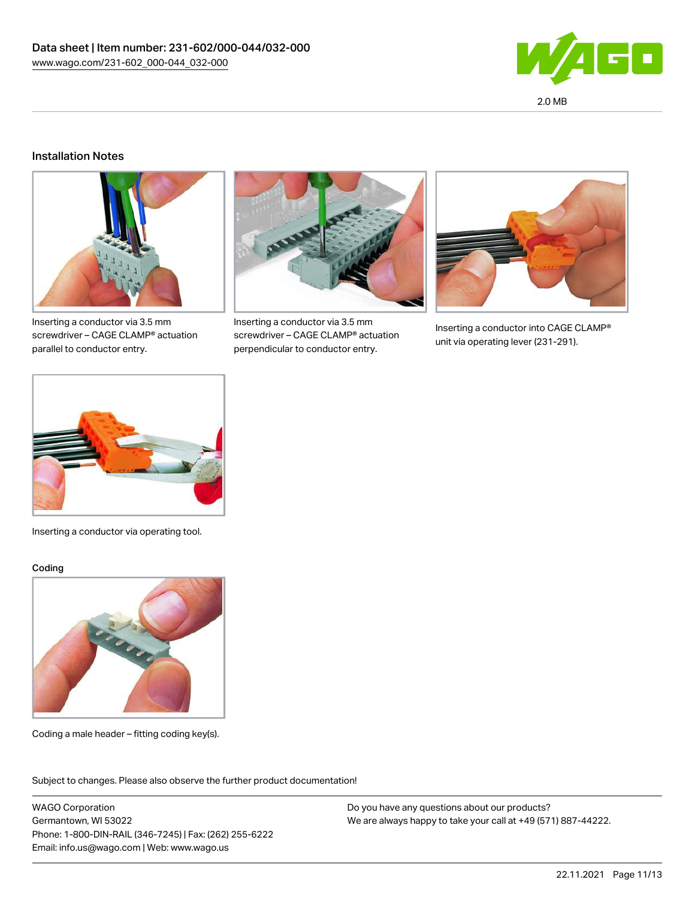## Installation Notes

Inserting a conductor via 3.5 mm screwdriver – CAGE CLAMP® actuation parallel to conductor entry.

Inserting a conductor via 3.5 mm screwdriver – CAGE CLAMP® actuation perpendicular to conductor entry.

Inserting a conductor into CAGE CLAMP® unit via operating lever (231-291).

Inserting a conductor via operating tool.

### Coding

Coding a male header – fitting coding key(s).

Subject to changes. Please also observe the further product documentation!

WAGO Corporation
Germantown, WI 53022
Phone: 1-800-DIN-RAIL (346-7245) | Fax: (262) 255-6222
Email: info.us@wago.com | Web: www.wago.us

Do you have any questions about our products?
We are always happy to take your call at +49 (571) 887-44222.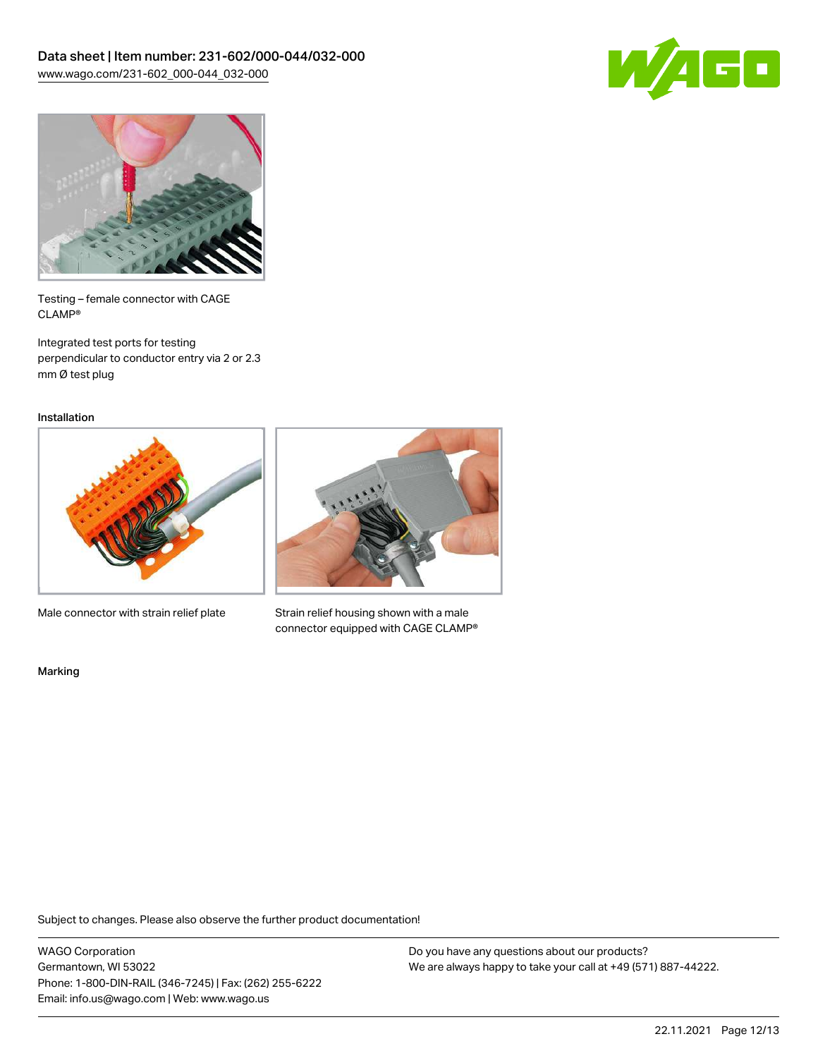Testing – female connector with CAGE CLAMP®

Integrated test ports for testing perpendicular to conductor entry via 2 or 2.3 mm Ø test plug

## Installation

Male connector with strain relief plate

Strain relief housing shown with a male connector equipped with CAGE CLAMP®

## Marking

Subject to changes. Please also observe the further product documentation!

WAGO Corporation
Germantown, WI 53022
Phone: 1-800-DIN-RAIL (346-7245) | Fax: (262) 255-6222
Email: info.us@wago.com | Web: www.wago.us

Do you have any questions about our products?
We are always happy to take your call at +49 (571) 887-44222.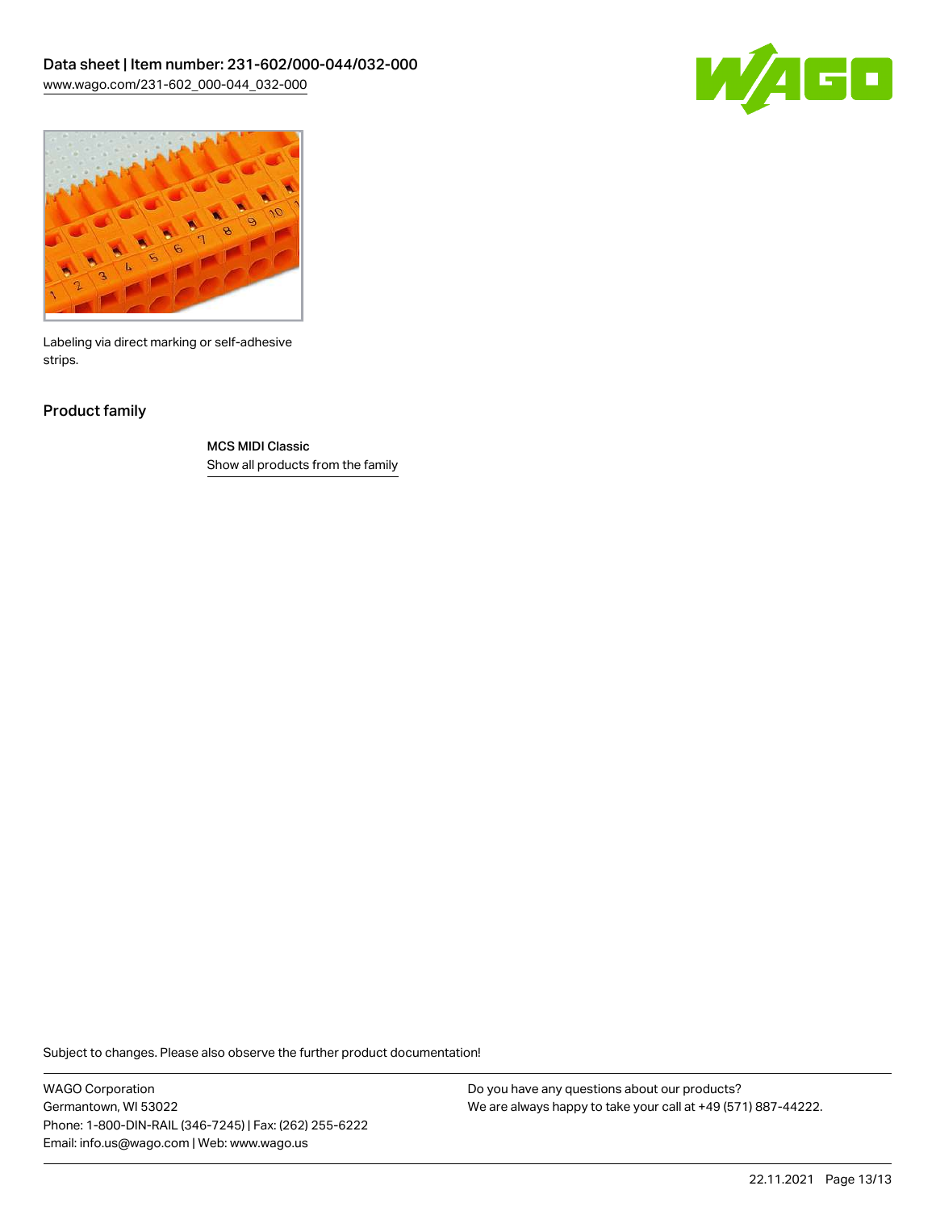Labeling via direct marking or self-adhesive strips.

## Product family

MCS MIDI Classic

Show all products from the family

Subject to changes. Please also observe the further product documentation!

WAGO Corporation
Germantown, WI 53022
Phone: 1-800-DIN-RAIL (346-7245) | Fax: (262) 255-6222
Email: info.us@wago.com | Web: www.wago.us

Do you have any questions about our products?
We are always happy to take your call at +49 (571) 887-44222.